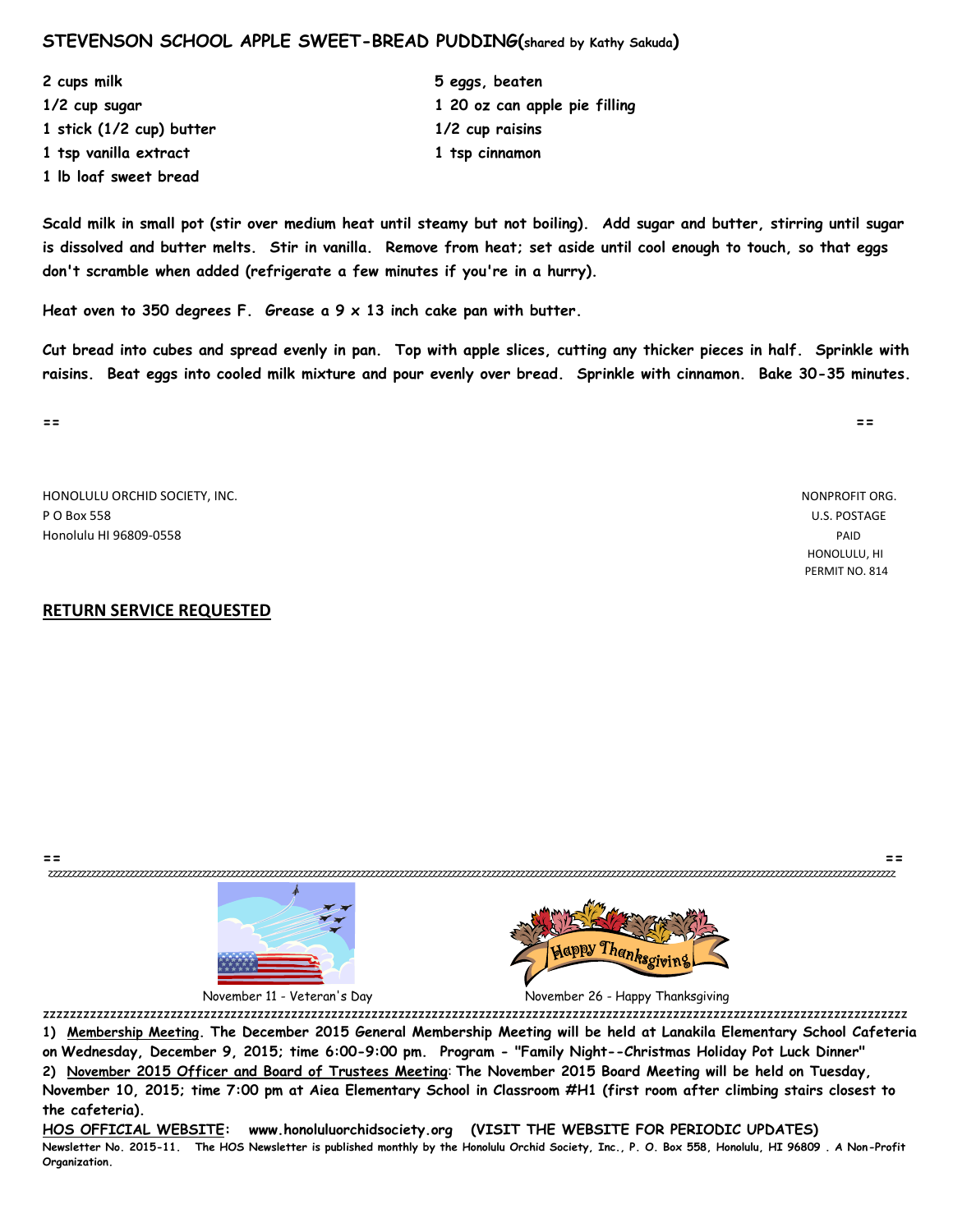## STEVENSON SCHOOL APPLE SWEET-BREAD PUDDING(shared by Kathy Sakuda)

2 cups milk
1/2 cup sugar
1 stick (1/2 cup) butter
1 tsp vanilla extract
1 lb loaf sweet bread

5 eggs, beaten
1 20 oz can apple pie filling
1/2 cup raisins
1 tsp cinnamon

Scald milk in small pot (stir over medium heat until steamy but not boiling). Add sugar and butter, stirring until sugar is dissolved and butter melts. Stir in vanilla. Remove from heat; set aside until cool enough to touch, so that eggs don't scramble when added (refrigerate a few minutes if you're in a hurry).

Heat oven to 350 degrees F. Grease a 9 x 13 inch cake pan with butter.

Cut bread into cubes and spread evenly in pan. Top with apple slices, cutting any thicker pieces in half. Sprinkle with raisins. Beat eggs into cooled milk mixture and pour evenly over bread. Sprinkle with cinnamon. Bake 30-35 minutes.

==

HONOLULU ORCHID SOCIETY, INC.
P O Box 558
Honolulu HI 96809-0558

NONPROFIT ORG.
U.S. POSTAGE
PAID
HONOLULU, HI
PERMIT NO. 814

**RETURN SERVICE REQUESTED**

==

November 11 - Veteran's Day

November 26 - Happy Thanksgiving

**1) Membership Meeting. The December 2015 General Membership Meeting will be held at Lanakila Elementary School Cafeteria on Wednesday, December 9, 2015; time 6:00-9:00 pm. Program - "Family Night--Christmas Holiday Pot Luck Dinner"**

**2) November 2015 Officer and Board of Trustees Meeting: The November 2015 Board Meeting will be held on Tuesday, November 10, 2015; time 7:00 pm at Aiea Elementary School in Classroom #H1 (first room after climbing stairs closest to the cafeteria).**

**HOS OFFICIAL WEBSITE: www.honoluluorchidsociety.org (VISIT THE WEBSITE FOR PERIODIC UPDATES)**

Newsletter No. 2015-11. The HOS Newsletter is published monthly by the Honolulu Orchid Society, Inc., P. O. Box 558, Honolulu, HI 96809 . A Non-Profit Organization.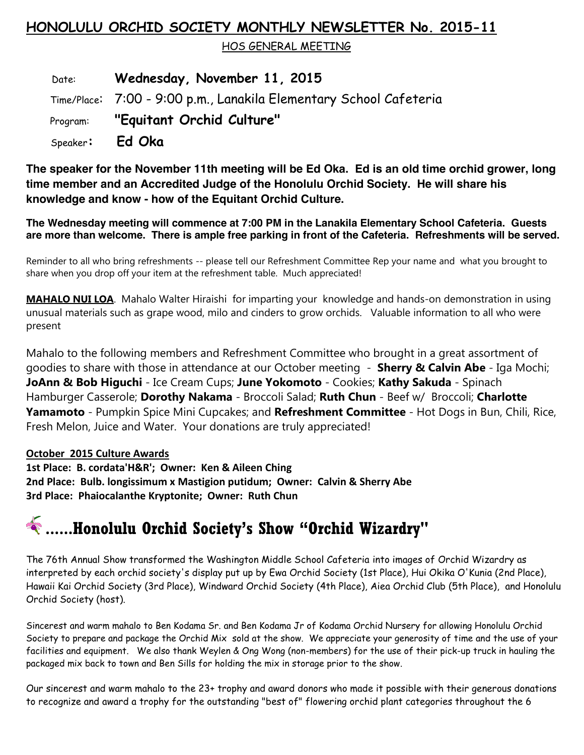# HONOLULU ORCHID SOCIETY MONTHLY NEWSLETTER No. 2015-11

HOS GENERAL MEETING

Date: **Wednesday, November 11, 2015**

Time/Place: 7:00 - 9:00 p.m., Lanakila Elementary School Cafeteria

Program: **"Equitant Orchid Culture"**

Speaker: **Ed Oka**

**The speaker for the November 11th meeting will be Ed Oka. Ed is an old time orchid grower, long time member and an Accredited Judge of the Honolulu Orchid Society. He will share his knowledge and know - how of the Equitant Orchid Culture.**

**The Wednesday meeting will commence at 7:00 PM in the Lanakila Elementary School Cafeteria. Guests are more than welcome. There is ample free parking in front of the Cafeteria. Refreshments will be served.**

Reminder to all who bring refreshments -- please tell our Refreshment Committee Rep your name and what you brought to share when you drop off your item at the refreshment table. Much appreciated!

**MAHALO NUI LOA**. Mahalo Walter Hiraishi for imparting your knowledge and hands-on demonstration in using unusual materials such as grape wood, milo and cinders to grow orchids. Valuable information to all who were present

Mahalo to the following members and Refreshment Committee who brought in a great assortment of goodies to share with those in attendance at our October meeting - **Sherry & Calvin Abe** - Iga Mochi; **JoAnn & Bob Higuchi** - Ice Cream Cups; **June Yokomoto** - Cookies; **Kathy Sakuda** - Spinach Hamburger Casserole; **Dorothy Nakama** - Broccoli Salad; **Ruth Chun** - Beef w/ Broccoli; **Charlotte Yamamoto** - Pumpkin Spice Mini Cupcakes; and **Refreshment Committee** - Hot Dogs in Bun, Chili, Rice, Fresh Melon, Juice and Water. Your donations are truly appreciated!

**October 2015 Culture Awards**

**1st Place: B. cordata'H&R'; Owner: Ken & Aileen Ching**
**2nd Place: Bulb. longissimum x Mastigion putidum; Owner: Calvin & Sherry Abe**
**3rd Place: Phaiocalanthe Kryptonite; Owner: Ruth Chun**

## ......Honolulu Orchid Society's Show "Orchid Wizardry"

The 76th Annual Show transformed the Washington Middle School Cafeteria into images of Orchid Wizardry as interpreted by each orchid society's display put up by Ewa Orchid Society (1st Place), Hui Okika O'Kunia (2nd Place), Hawaii Kai Orchid Society (3rd Place), Windward Orchid Society (4th Place), Aiea Orchid Club (5th Place), and Honolulu Orchid Society (host).

Sincerest and warm mahalo to Ben Kodama Sr. and Ben Kodama Jr of Kodama Orchid Nursery for allowing Honolulu Orchid Society to prepare and package the Orchid Mix sold at the show. We appreciate your generosity of time and the use of your facilities and equipment. We also thank Weylen & Ong Wong (non-members) for the use of their pick-up truck in hauling the packaged mix back to town and Ben Sills for holding the mix in storage prior to the show.

Our sincerest and warm mahalo to the 23+ trophy and award donors who made it possible with their generous donations to recognize and award a trophy for the outstanding "best of" flowering orchid plant categories throughout the 6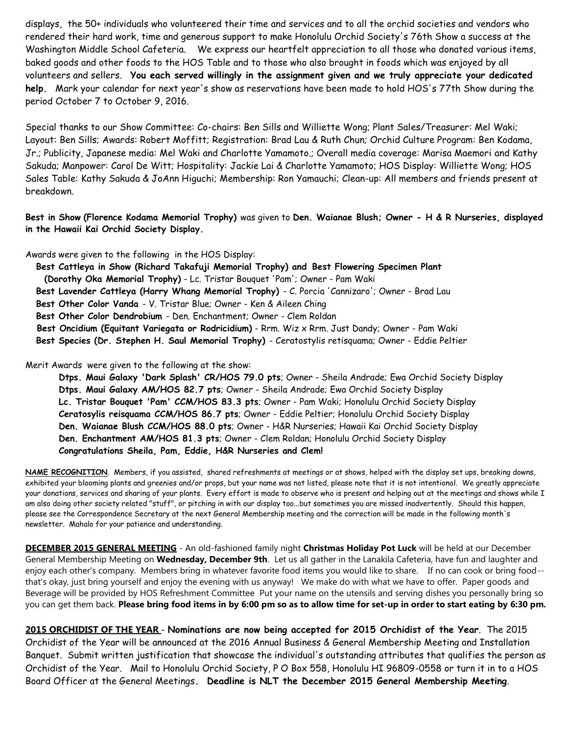displays, the 50+ individuals who volunteered their time and services and to all the orchid societies and vendors who rendered their hard work, time and generous support to make Honolulu Orchid Society's 76th Show a success at the Washington Middle School Cafeteria. We express our heartfelt appreciation to all those who donated various items, baked goods and other foods to the HOS Table and to those who also brought in foods which was enjoyed by all volunteers and sellers. **You each served willingly in the assignment given and we truly appreciate your dedicated help.** Mark your calendar for next year's show as reservations have been made to hold HOS's 77th Show during the period October 7 to October 9, 2016.

Special thanks to our Show Committee: Co-chairs: Ben Sills and Williette Wong; Plant Sales/Treasurer: Mel Waki; Layout: Ben Sills; Awards: Robert Moffitt; Registration: Brad Lau & Ruth Chun; Orchid Culture Program: Ben Kodama, Jr.; Publicity, Japanese media: Mel Waki and Charlotte Yamamoto.; Overall media coverage: Marisa Maemori and Kathy Sakuda; Manpower: Carol De Witt; Hospitality: Jackie Lai & Charlotte Yamamoto; HOS Display: Williette Wong; HOS Sales Table: Kathy Sakuda & JoAnn Higuchi; Membership: Ron Yamauchi; Clean-up: All members and friends present at breakdown.

**Best in Show (Florence Kodama Memorial Trophy)** was given to **Den. Waianae Blush; Owner - H & R Nurseries, displayed in the Hawaii Kai Orchid Society Display.**

Awards were given to the following in the HOS Display:

- **Best Cattleya in Show (Richard Takafuji Memorial Trophy) and Best Flowering Specimen Plant (Dorothy Oka Memorial Trophy)** - Lc. Tristar Bouquet 'Pam'; Owner - Pam Waki
- **Best Lavender Cattleya (Harry Whang Memorial Trophy)** - C. Porcia 'Cannizaro'; Owner - Brad Lau
- **Best Other Color Vanda** - V. Tristar Blue; Owner - Ken & Aileen Ching
- **Best Other Color Dendrobium** - Den. Enchantment; Owner - Clem Roldan
- **Best Oncidium (Equitant Variegata or Rodricidium)** - Rrm. Wiz x Rrm. Just Dandy; Owner - Pam Waki
- **Best Species (Dr. Stephen H. Saul Memorial Trophy)** - Ceratostylis retisquama; Owner - Eddie Peltier

Merit Awards were given to the following at the show:

- **Dtps. Maui Galaxy 'Dark Splash' CR/HOS 79.0 pts**; Owner - Sheila Andrade; Ewa Orchid Society Display
- **Dtps. Maui Galaxy AM/HOS 82.7 pts**; Owner - Sheila Andrade; Ewa Orchid Society Display
- **Lc. Tristar Bouquet 'Pam' CCM/HOS 83.3 pts**; Owner - Pam Waki; Honolulu Orchid Society Display
- **Ceratosylis reisquama CCM/HOS 86.7 pts**; Owner - Eddie Peltier; Honolulu Orchid Society Display
- **Den. Waianae Blush CCM/HOS 88.0 pts**; Owner - H&R Nurseries; Hawaii Kai Orchid Society Display
- **Den. Enchantment AM/HOS 81.3 pts**; Owner - Clem Roldan; Honolulu Orchid Society Display

**Congratulations Sheila, Pam, Eddie, H&R Nurseries and Clem!**

**NAME RECOGNITION**. Members, if you assisted, shared refreshments at meetings or at shows, helped with the display set ups, breaking downs, exhibited your blooming plants and greenies and/or props, but your name was not listed, please note that it is not intentional. We greatly appreciate your donations, services and sharing of your plants. Every effort is made to observe who is present and helping out at the meetings and shows while I am also doing other society related "stuff", or pitching in with our display too...but sometimes you are missed inadvertently. Should this happen, please see the Correspondence Secretary at the next General Membership meeting and the correction will be made in the following month's newsletter. Mahalo for your patience and understanding.

**DECEMBER 2015 GENERAL MEETING** - An old-fashioned family night **Christmas Holiday Pot Luck** will be held at our December General Membership Meeting on **Wednesday, December 9th**. Let us all gather in the Lanakila Cafeteria, have fun and laughter and enjoy each other's company. Members bring in whatever favorite food items you would like to share. If no can cook or bring food--that's okay, just bring yourself and enjoy the evening with us anyway! We make do with what we have to offer. Paper goods and Beverage will be provided by HOS Refreshment Committee Put your name on the utensils and serving dishes you personally bring so you can get them back. **Please bring food items in by 6:00 pm so as to allow time for set-up in order to start eating by 6:30 pm.**

**2015 ORCHIDIST OF THE YEAR** - **Nominations are now being accepted for 2015 Orchidist of the Year**. The 2015 Orchidist of the Year will be announced at the 2016 Annual Business & General Membership Meeting and Installation Banquet. Submit written justification that showcase the individual's outstanding attributes that qualifies the person as Orchidist of the Year. Mail to Honolulu Orchid Society, P O Box 558, Honolulu HI 96809-0558 or turn it in to a HOS Board Officer at the General Meetings. **Deadline is NLT the December 2015 General Membership Meeting**.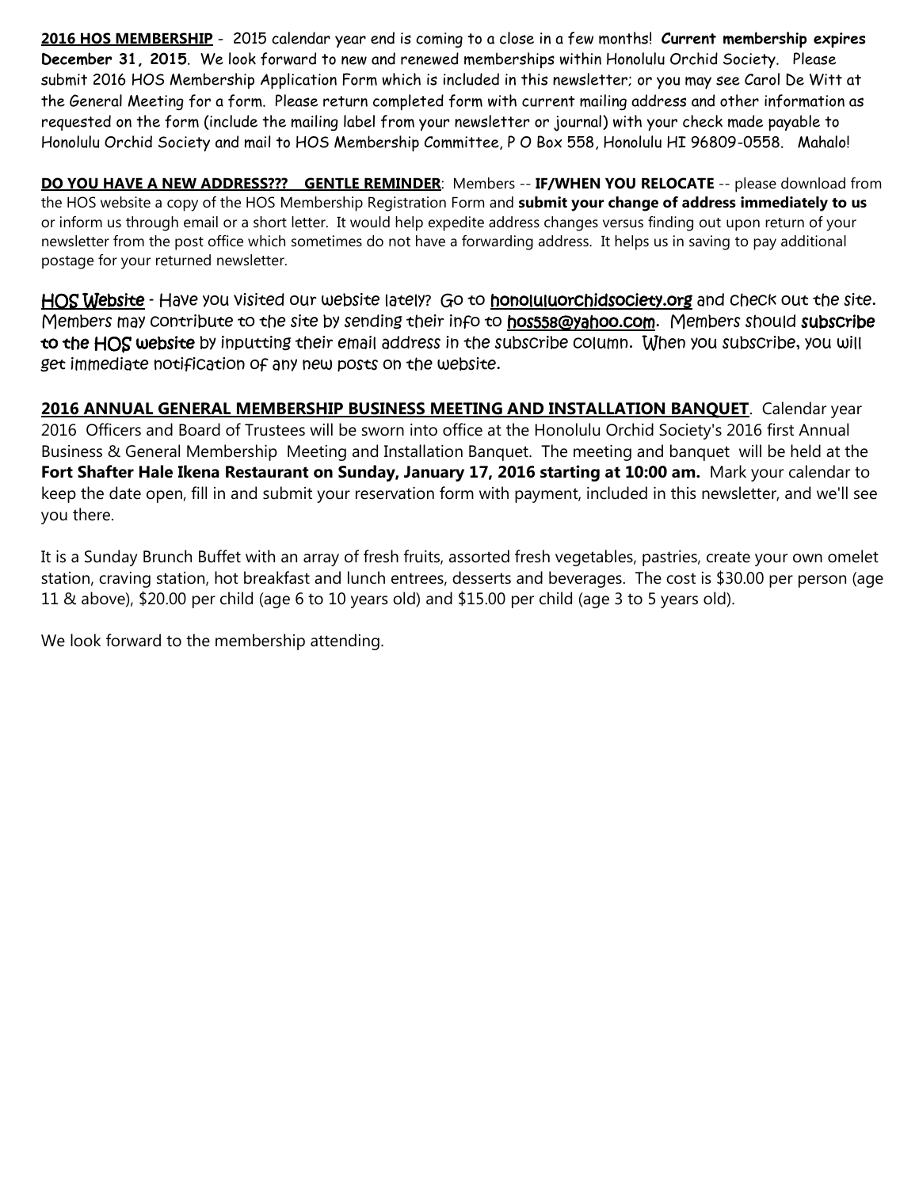**2016 HOS MEMBERSHIP** - 2015 calendar year end is coming to a close in a few months! **Current membership expires December 31, 2015**. We look forward to new and renewed memberships within Honolulu Orchid Society. Please submit 2016 HOS Membership Application Form which is included in this newsletter; or you may see Carol De Witt at the General Meeting for a form. Please return completed form with current mailing address and other information as requested on the form (include the mailing label from your newsletter or journal) with your check made payable to Honolulu Orchid Society and mail to HOS Membership Committee, P O Box 558, Honolulu HI 96809-0558. Mahalo!

**DO YOU HAVE A NEW ADDRESS??? GENTLE REMINDER**: Members -- **IF/WHEN YOU RELOCATE** -- please download from the HOS website a copy of the HOS Membership Registration Form and **submit your change of address immediately to us** or inform us through email or a short letter. It would help expedite address changes versus finding out upon return of your newsletter from the post office which sometimes do not have a forwarding address. It helps us in saving to pay additional postage for your returned newsletter.

HOS Website - Have you visited our website lately? Go to honoluluorchidsociety.org and check out the site. Members may contribute to the site by sending their info to hos558@yahoo.com. Members should **subscribe to the HOS website** by inputting their email address in the subscribe column. When you subscribe, you will get immediate notification of any new posts on the website.

**2016 ANNUAL GENERAL MEMBERSHIP BUSINESS MEETING AND INSTALLATION BANQUET**. Calendar year 2016 Officers and Board of Trustees will be sworn into office at the Honolulu Orchid Society's 2016 first Annual Business & General Membership Meeting and Installation Banquet. The meeting and banquet will be held at the **Fort Shafter Hale Ikena Restaurant on Sunday, January 17, 2016 starting at 10:00 am.** Mark your calendar to keep the date open, fill in and submit your reservation form with payment, included in this newsletter, and we'll see you there.

It is a Sunday Brunch Buffet with an array of fresh fruits, assorted fresh vegetables, pastries, create your own omelet station, craving station, hot breakfast and lunch entrees, desserts and beverages. The cost is $30.00 per person (age 11 & above), $20.00 per child (age 6 to 10 years old) and $15.00 per child (age 3 to 5 years old).

We look forward to the membership attending.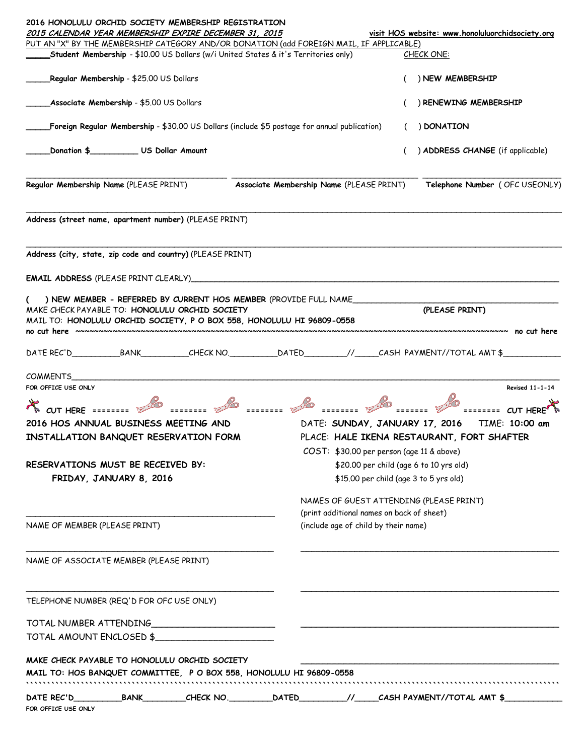**2016 HONOLULU ORCHID SOCIETY MEMBERSHIP REGISTRATION**

***2015 CALENDAR YEAR MEMBERSHIP EXPIRE DECEMBER 31, 2015*** **visit HOS website: www.honoluluorchidsociety.org**

PUT AN "X" BY THE MEMBERSHIP CATEGORY AND/OR DONATION (add FOREIGN MAIL, IF APPLICABLE)

_____**Student Membership** - $10.00 US Dollars (w/i United States & it's Territories only)

_____**Regular Membership** - $25.00 US Dollars

_____**Associate Membership** - $5.00 US Dollars

_____**Foreign Regular Membership** - $30.00 US Dollars (include $5 postage for annual publication)

_____**Donation $__________ US Dollar Amount**

CHECK ONE:

( ) **NEW MEMBERSHIP**

( ) **RENEWING MEMBERSHIP**

( ) **DONATION**

( ) **ADDRESS CHANGE** (if applicable)

______________________ **Regular Membership Name** (PLEASE PRINT)

______________________ **Associate Membership Name** (PLEASE PRINT)

______________________ **Telephone Number** ( OFC USEONLY)

______________________________________________

**Address (street name, apartment number)** (PLEASE PRINT)

______________________________________________

**Address (city, state, zip code and country)** (PLEASE PRINT)

**EMAIL ADDRESS** (PLEASE PRINT CLEARLY)______________________________

( ) **NEW MEMBER - REFERRED BY CURRENT HOS MEMBER** (PROVIDE FULL NAME______________________________ **(PLEASE PRINT)**

MAKE CHECK PAYABLE TO: **HONOLULU ORCHID SOCIETY**

MAIL TO: **HONOLULU ORCHID SOCIETY, P O BOX 558, HONOLULU HI 96809-0558**

**no cut here** ~~~~~~~~~~~~~~~~~~~~~~~~~~~~~~~~~~~~~~~~~~~~~~~~~~~~~~~~~~~~~~~~~~~~~~~~~~~~ **no cut here**

DATE REC'D__________BANK__________CHECK NO.__________DATED_________//_____CASH PAYMENT//TOTAL AMT $____________

COMMENTS______________________________________________

FOR OFFICE USE ONLY

Revised 11-1-14

**CUT HERE ======== ======== ======== ======== ======= ======== CUT HERE**

**2016 HOS ANNUAL BUSINESS MEETING AND INSTALLATION BANQUET RESERVATION FORM**

**RESERVATIONS MUST BE RECEIVED BY:**
**FRIDAY, JANUARY 8, 2016**

DATE: **SUNDAY, JANUARY 17, 2016** TIME: **10:00 am**

PLACE: **HALE IKENA RESTAURANT, FORT SHAFTER**

COST: $30.00 per person (age 11 & above)
$20.00 per child (age 6 to 10 yrs old)
$15.00 per child (age 3 to 5 yrs old)

______________________________

NAME OF MEMBER (PLEASE PRINT)

______________________________

NAME OF ASSOCIATE MEMBER (PLEASE PRINT)

______________________________

TELEPHONE NUMBER (REQ'D FOR OFC USE ONLY)

TOTAL NUMBER ATTENDING______________________

TOTAL AMOUNT ENCLOSED $______________________

NAMES OF GUEST ATTENDING (PLEASE PRINT)
(print additional names on back of sheet)
(include age of child by their name)

______________________________

______________________________

______________________________

______________________________

***MAKE CHECK PAYABLE TO HONOLULU ORCHID SOCIETY***

**MAIL TO: HOS BANQUET COMMITTEE, P O BOX 558, HONOLULU HI 96809-0558**

**DATE REC'D__________BANK_________CHECK NO._________DATED__________//_____CASH PAYMENT//TOTAL AMT $____________**

FOR OFFICE USE ONLY